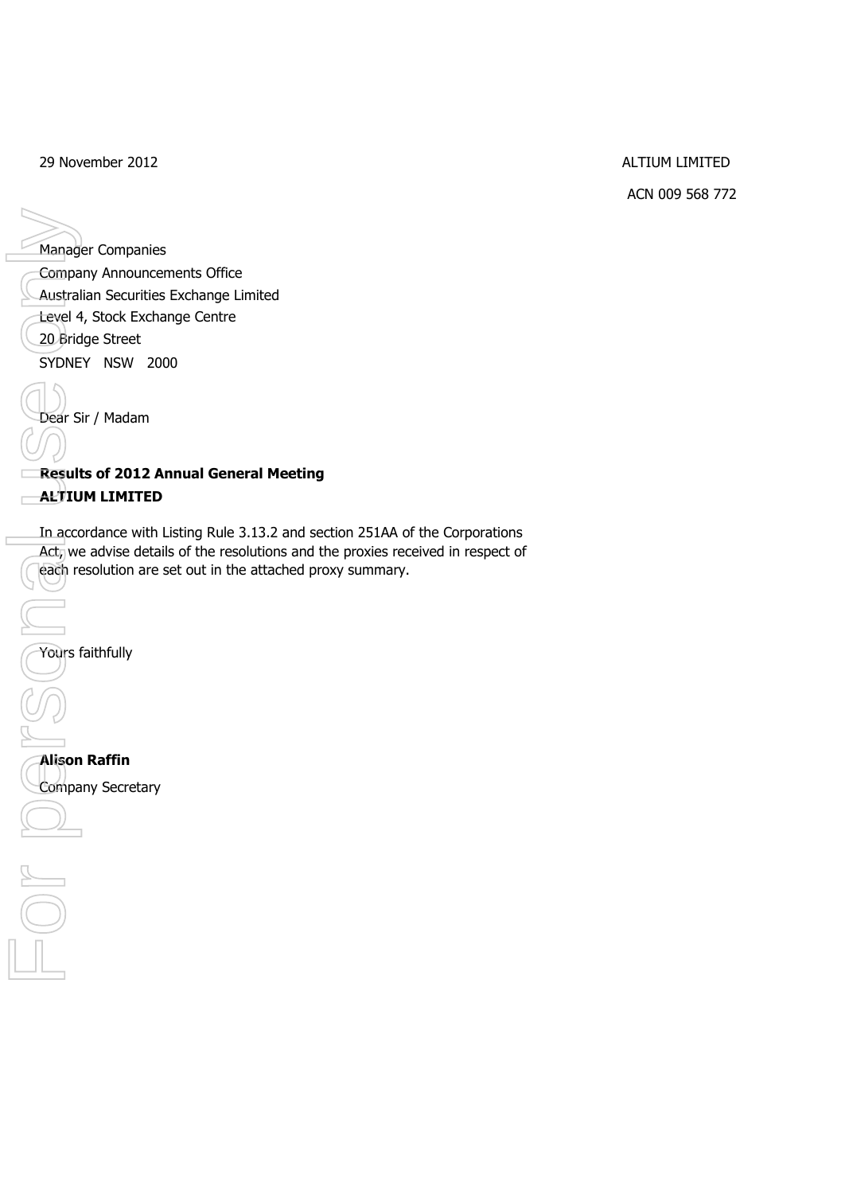29 November 2012

ALTIUM LIMITED

ACN 009 568 772

Manager Companies
Company Announcements Office
Australian Securities Exchange Limited
Level 4, Stock Exchange Centre
20 Bridge Street
SYDNEY NSW 2000

Dear Sir / Madam

**Results of 2012 Annual General Meeting**
**ALTIUM LIMITED**

In accordance with Listing Rule 3.13.2 and section 251AA of the Corporations Act, we advise details of the resolutions and the proxies received in respect of each resolution are set out in the attached proxy summary.

Yours faithfully

**Alison Raffin**
Company Secretary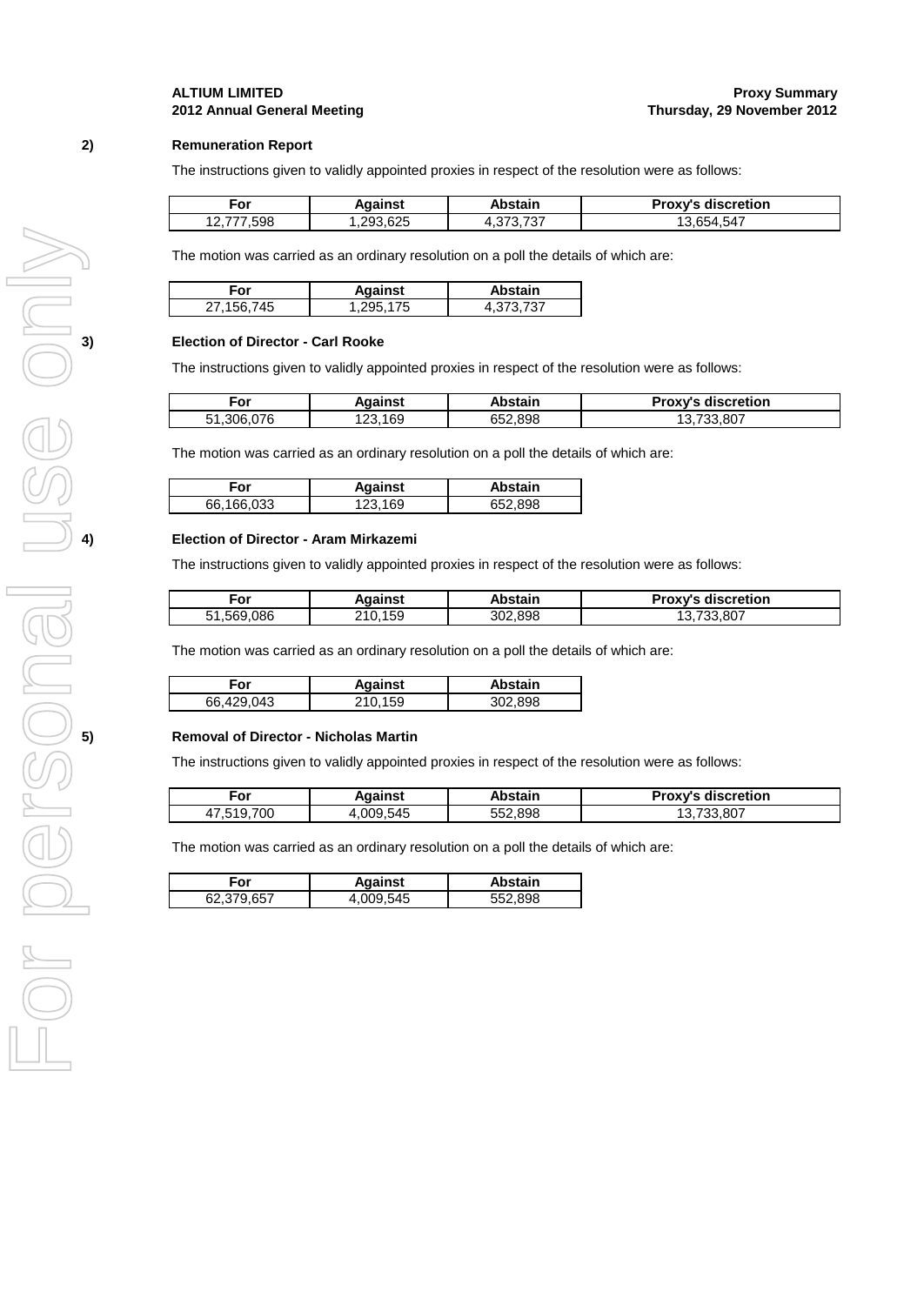**2) Remuneration Report**

The instructions given to validly appointed proxies in respect of the resolution were as follows:

| For | Against | Abstain | Proxy's discretion |
|---|---|---|---|
| 12,777,598 | 1,293,625 | 4,373,737 | 13,654,547 |

The motion was carried as an ordinary resolution on a poll the details of which are:

| For | Against | Abstain |
|---|---|---|
| 27,156,745 | 1,295,175 | 4,373,737 |

**3) Election of Director - Carl Rooke**

The instructions given to validly appointed proxies in respect of the resolution were as follows:

| For | Against | Abstain | Proxy's discretion |
|---|---|---|---|
| 51,306,076 | 123,169 | 652,898 | 13,733,807 |

The motion was carried as an ordinary resolution on a poll the details of which are:

| For | Against | Abstain |
|---|---|---|
| 66,166,033 | 123,169 | 652,898 |

**4) Election of Director - Aram Mirkazemi**

The instructions given to validly appointed proxies in respect of the resolution were as follows:

| For | Against | Abstain | Proxy's discretion |
|---|---|---|---|
| 51,569,086 | 210,159 | 302,898 | 13,733,807 |

The motion was carried as an ordinary resolution on a poll the details of which are:

| For | Against | Abstain |
|---|---|---|
| 66,429,043 | 210,159 | 302,898 |

**5) Removal of Director - Nicholas Martin**

The instructions given to validly appointed proxies in respect of the resolution were as follows:

| For | Against | Abstain | Proxy's discretion |
|---|---|---|---|
| 47,519,700 | 4,009,545 | 552,898 | 13,733,807 |

The motion was carried as an ordinary resolution on a poll the details of which are:

| For | Against | Abstain |
|---|---|---|
| 62,379,657 | 4,009,545 | 552,898 |